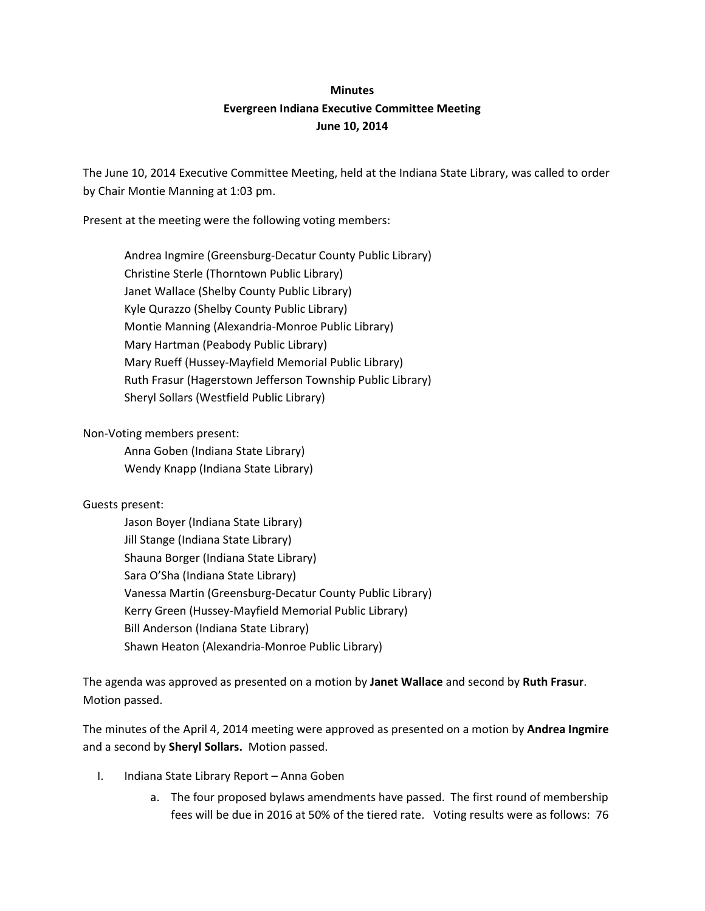**Minutes**
**Evergreen Indiana Executive Committee Meeting**
**June 10, 2014**

The June 10, 2014 Executive Committee Meeting, held at the Indiana State Library, was called to order by Chair Montie Manning at 1:03 pm.

Present at the meeting were the following voting members:

Andrea Ingmire (Greensburg-Decatur County Public Library)
Christine Sterle (Thorntown Public Library)
Janet Wallace (Shelby County Public Library)
Kyle Qurazzo (Shelby County Public Library)
Montie Manning (Alexandria-Monroe Public Library)
Mary Hartman (Peabody Public Library)
Mary Rueff (Hussey-Mayfield Memorial Public Library)
Ruth Frasur (Hagerstown Jefferson Township Public Library)
Sheryl Sollars (Westfield Public Library)

Non-Voting members present:

Anna Goben (Indiana State Library)
Wendy Knapp (Indiana State Library)

Guests present:

Jason Boyer (Indiana State Library)
Jill Stange (Indiana State Library)
Shauna Borger (Indiana State Library)
Sara O'Sha (Indiana State Library)
Vanessa Martin (Greensburg-Decatur County Public Library)
Kerry Green (Hussey-Mayfield Memorial Public Library)
Bill Anderson (Indiana State Library)
Shawn Heaton (Alexandria-Monroe Public Library)

The agenda was approved as presented on a motion by **Janet Wallace** and second by **Ruth Frasur**. Motion passed.

The minutes of the April 4, 2014 meeting were approved as presented on a motion by **Andrea Ingmire** and a second by **Sheryl Sollars.** Motion passed.

I. Indiana State Library Report – Anna Goben
   a. The four proposed bylaws amendments have passed. The first round of membership fees will be due in 2016 at 50% of the tiered rate. Voting results were as follows: 76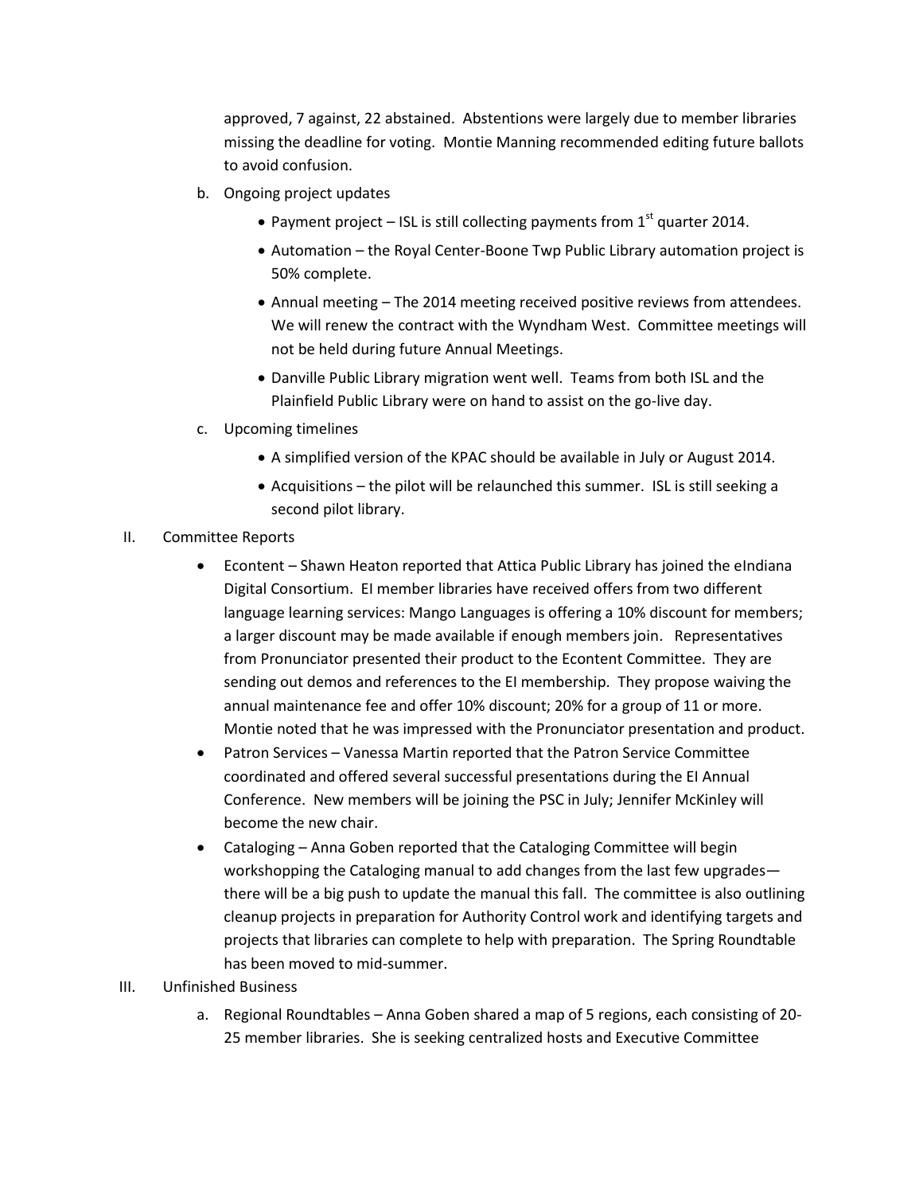approved, 7 against, 22 abstained. Abstentions were largely due to member libraries missing the deadline for voting. Montie Manning recommended editing future ballots to avoid confusion.

b. Ongoing project updates
   - Payment project – ISL is still collecting payments from 1st quarter 2014.
   - Automation – the Royal Center-Boone Twp Public Library automation project is 50% complete.
   - Annual meeting – The 2014 meeting received positive reviews from attendees. We will renew the contract with the Wyndham West. Committee meetings will not be held during future Annual Meetings.
   - Danville Public Library migration went well. Teams from both ISL and the Plainfield Public Library were on hand to assist on the go-live day.

c. Upcoming timelines
   - A simplified version of the KPAC should be available in July or August 2014.
   - Acquisitions – the pilot will be relaunched this summer. ISL is still seeking a second pilot library.

II. Committee Reports

- Econtent – Shawn Heaton reported that Attica Public Library has joined the eIndiana Digital Consortium. EI member libraries have received offers from two different language learning services: Mango Languages is offering a 10% discount for members; a larger discount may be made available if enough members join. Representatives from Pronunciator presented their product to the Econtent Committee. They are sending out demos and references to the EI membership. They propose waiving the annual maintenance fee and offer 10% discount; 20% for a group of 11 or more. Montie noted that he was impressed with the Pronunciator presentation and product.
- Patron Services – Vanessa Martin reported that the Patron Service Committee coordinated and offered several successful presentations during the EI Annual Conference. New members will be joining the PSC in July; Jennifer McKinley will become the new chair.
- Cataloging – Anna Goben reported that the Cataloging Committee will begin workshopping the Cataloging manual to add changes from the last few upgrades—there will be a big push to update the manual this fall. The committee is also outlining cleanup projects in preparation for Authority Control work and identifying targets and projects that libraries can complete to help with preparation. The Spring Roundtable has been moved to mid-summer.

III. Unfinished Business

a. Regional Roundtables – Anna Goben shared a map of 5 regions, each consisting of 20-25 member libraries. She is seeking centralized hosts and Executive Committee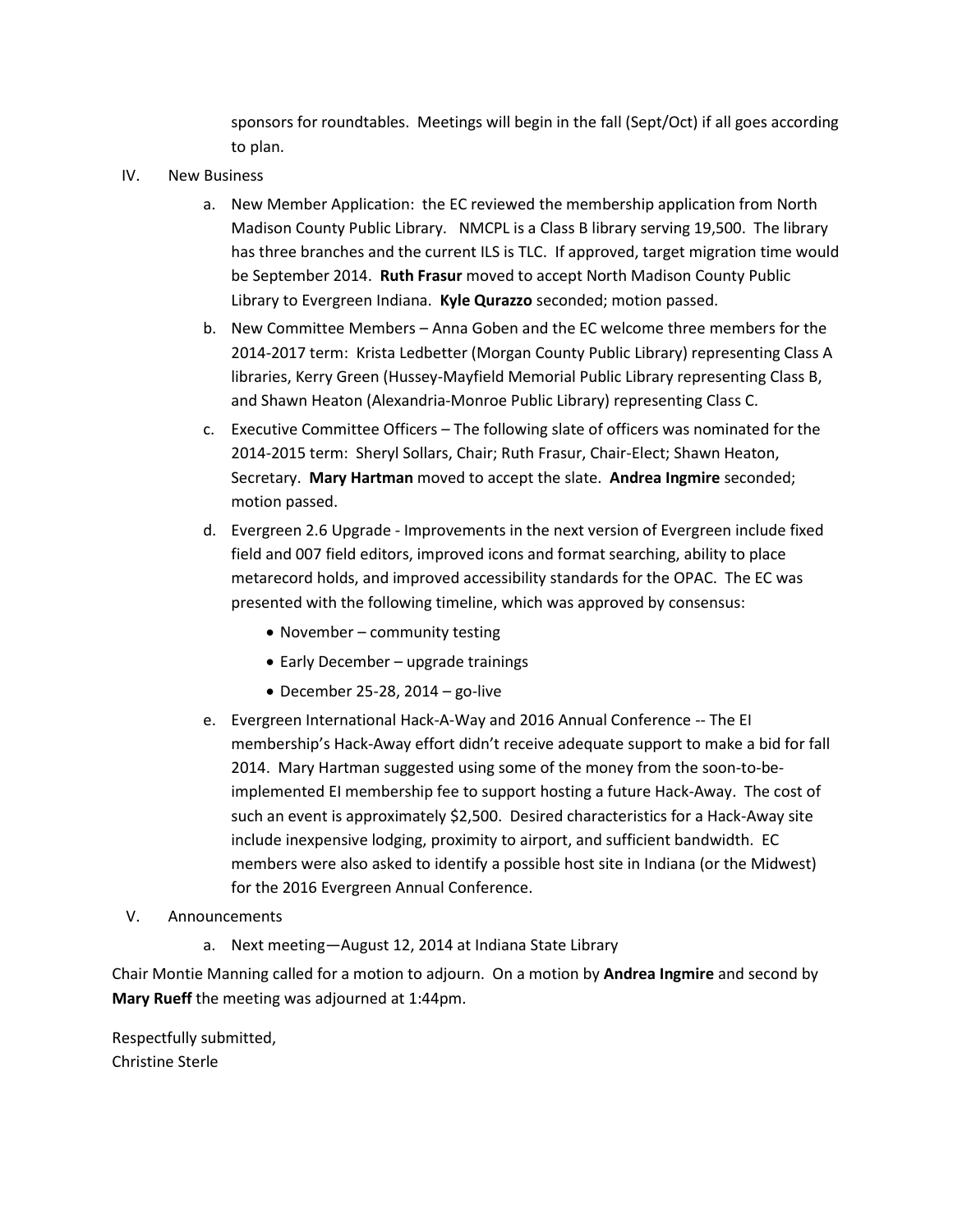sponsors for roundtables. Meetings will begin in the fall (Sept/Oct) if all goes according to plan.

IV. New Business

a. New Member Application: the EC reviewed the membership application from North Madison County Public Library. NMCPL is a Class B library serving 19,500. The library has three branches and the current ILS is TLC. If approved, target migration time would be September 2014. **Ruth Frasur** moved to accept North Madison County Public Library to Evergreen Indiana. **Kyle Qurazzo** seconded; motion passed.

b. New Committee Members – Anna Goben and the EC welcome three members for the 2014-2017 term: Krista Ledbetter (Morgan County Public Library) representing Class A libraries, Kerry Green (Hussey-Mayfield Memorial Public Library representing Class B, and Shawn Heaton (Alexandria-Monroe Public Library) representing Class C.

c. Executive Committee Officers – The following slate of officers was nominated for the 2014-2015 term: Sheryl Sollars, Chair; Ruth Frasur, Chair-Elect; Shawn Heaton, Secretary. **Mary Hartman** moved to accept the slate. **Andrea Ingmire** seconded; motion passed.

d. Evergreen 2.6 Upgrade - Improvements in the next version of Evergreen include fixed field and 007 field editors, improved icons and format searching, ability to place metarecord holds, and improved accessibility standards for the OPAC. The EC was presented with the following timeline, which was approved by consensus:

- November – community testing
- Early December – upgrade trainings
- December 25-28, 2014 – go-live

e. Evergreen International Hack-A-Way and 2016 Annual Conference -- The EI membership's Hack-Away effort didn't receive adequate support to make a bid for fall 2014. Mary Hartman suggested using some of the money from the soon-to-be-implemented EI membership fee to support hosting a future Hack-Away. The cost of such an event is approximately $2,500. Desired characteristics for a Hack-Away site include inexpensive lodging, proximity to airport, and sufficient bandwidth. EC members were also asked to identify a possible host site in Indiana (or the Midwest) for the 2016 Evergreen Annual Conference.

V. Announcements

a. Next meeting—August 12, 2014 at Indiana State Library

Chair Montie Manning called for a motion to adjourn. On a motion by **Andrea Ingmire** and second by **Mary Rueff** the meeting was adjourned at 1:44pm.

Respectfully submitted,
Christine Sterle